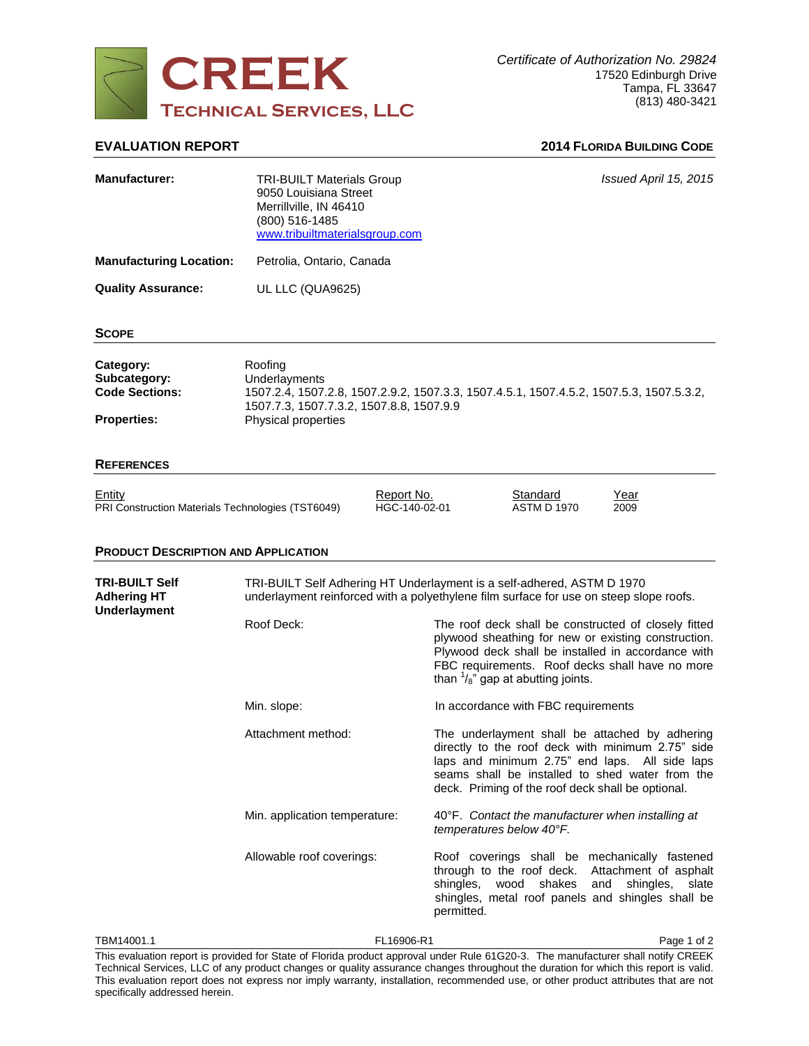# CREEK
## Technical Services, LLC

*Certificate of Authorization No. 29824*
17520 Edinburgh Drive
Tampa, FL 33647
(813) 480-3421

**EVALUATION REPORT** **2014 FLORIDA BUILDING CODE**

**Manufacturer:** TRI-BUILT Materials Group
9050 Louisiana Street
Merrillville, IN 46410
(800) 516-1485
www.tribuiltmaterialsgroup.com

*Issued April 15, 2015*

**Manufacturing Location:** Petrolia, Ontario, Canada

**Quality Assurance:** UL LLC (QUA9625)

## SCOPE

**Category:** Roofing
**Subcategory:** Underlayments
**Code Sections:** 1507.2.4, 1507.2.8, 1507.2.9.2, 1507.3.3, 1507.4.5.1, 1507.4.5.2, 1507.5.3, 1507.5.3.2, 1507.7.3, 1507.7.3.2, 1507.8.8, 1507.9.9
**Properties:** Physical properties

## REFERENCES

| Entity | Report No. | Standard | Year |
|---|---|---|---|
| PRI Construction Materials Technologies (TST6049) | HGC-140-02-01 | ASTM D 1970 | 2009 |

## PRODUCT DESCRIPTION AND APPLICATION

**TRI-BUILT Self Adhering HT Underlayment**

TRI-BUILT Self Adhering HT Underlayment is a self-adhered, ASTM D 1970 underlayment reinforced with a polyethylene film surface for use on steep slope roofs.

| | |
|---|---|
| Roof Deck: | The roof deck shall be constructed of closely fitted plywood sheathing for new or existing construction. Plywood deck shall be installed in accordance with FBC requirements. Roof decks shall have no more than $^1/_8$" gap at abutting joints. |
| Min. slope: | In accordance with FBC requirements |
| Attachment method: | The underlayment shall be attached by adhering directly to the roof deck with minimum 2.75" side laps and minimum 2.75" end laps. All side laps seams shall be installed to shed water from the deck. Priming of the roof deck shall be optional. |
| Min. application temperature: | 40°F. *Contact the manufacturer when installing at temperatures below 40°F.* |
| Allowable roof coverings: | Roof coverings shall be mechanically fastened through to the roof deck. Attachment of asphalt shingles, wood shakes and shingles, slate shingles, metal roof panels and shingles shall be permitted. |

TBM14001.1 FL16906-R1

This evaluation report is provided for State of Florida product approval under Rule 61G20-3. The manufacturer shall notify CREEK Technical Services, LLC of any product changes or quality assurance changes throughout the duration for which this report is valid. This evaluation report does not express nor imply warranty, installation, recommended use, or other product attributes that are not specifically addressed herein.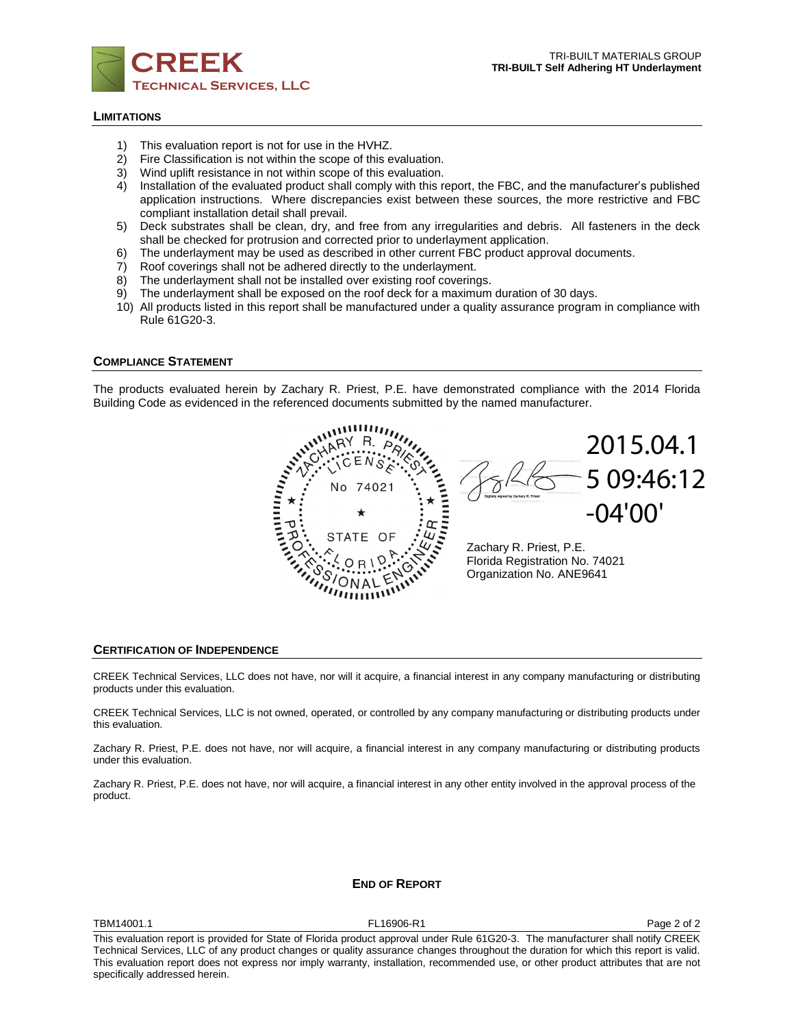## LIMITATIONS

1) This evaluation report is not for use in the HVHZ.
2) Fire Classification is not within the scope of this evaluation.
3) Wind uplift resistance in not within scope of this evaluation.
4) Installation of the evaluated product shall comply with this report, the FBC, and the manufacturer's published application instructions. Where discrepancies exist between these sources, the more restrictive and FBC compliant installation detail shall prevail.
5) Deck substrates shall be clean, dry, and free from any irregularities and debris. All fasteners in the deck shall be checked for protrusion and corrected prior to underlayment application.
6) The underlayment may be used as described in other current FBC product approval documents.
7) Roof coverings shall not be adhered directly to the underlayment.
8) The underlayment shall not be installed over existing roof coverings.
9) The underlayment shall be exposed on the roof deck for a maximum duration of 30 days.
10) All products listed in this report shall be manufactured under a quality assurance program in compliance with Rule 61G20-3.

## COMPLIANCE STATEMENT

The products evaluated herein by Zachary R. Priest, P.E. have demonstrated compliance with the 2014 Florida Building Code as evidenced in the referenced documents submitted by the named manufacturer.

ZACHARY R. PRIEST
LICENSE
No 74021
STATE OF FLORIDA
PROFESSIONAL ENGINEER

Digitally signed by Zachary R. Priest

2015.04.15 09:46:12 -04'00'

Zachary R. Priest, P.E.
Florida Registration No. 74021
Organization No. ANE9641

## CERTIFICATION OF INDEPENDENCE

CREEK Technical Services, LLC does not have, nor will it acquire, a financial interest in any company manufacturing or distributing products under this evaluation.

CREEK Technical Services, LLC is not owned, operated, or controlled by any company manufacturing or distributing products under this evaluation.

Zachary R. Priest, P.E. does not have, nor will acquire, a financial interest in any company manufacturing or distributing products under this evaluation.

Zachary R. Priest, P.E. does not have, nor will acquire, a financial interest in any other entity involved in the approval process of the product.

**END OF REPORT**

This evaluation report is provided for State of Florida product approval under Rule 61G20-3. The manufacturer shall notify CREEK Technical Services, LLC of any product changes or quality assurance changes throughout the duration for which this report is valid. This evaluation report does not express nor imply warranty, installation, recommended use, or other product attributes that are not specifically addressed herein.